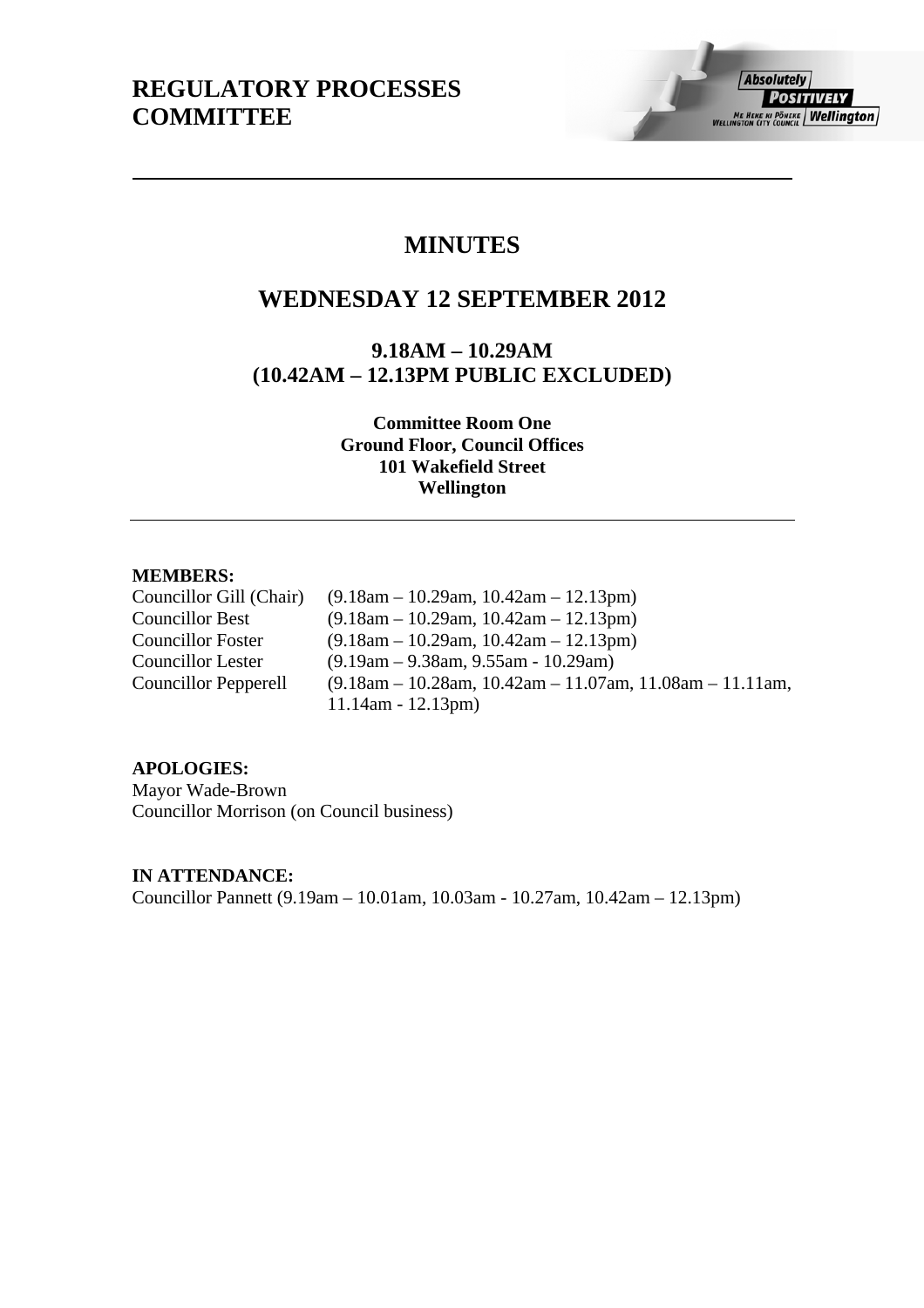# REGULATORY PROCESSES COMMITTEE

## MINUTES

## WEDNESDAY 12 SEPTEMBER 2012

### 9.18AM – 10.29AM
### (10.42AM – 12.13PM PUBLIC EXCLUDED)

**Committee Room One**
**Ground Floor, Council Offices**
**101 Wakefield Street**
**Wellington**

---

**MEMBERS:**

Councillor Gill (Chair) (9.18am – 10.29am, 10.42am – 12.13pm)
Councillor Best (9.18am – 10.29am, 10.42am – 12.13pm)
Councillor Foster (9.18am – 10.29am, 10.42am – 12.13pm)
Councillor Lester (9.19am – 9.38am, 9.55am - 10.29am)
Councillor Pepperell (9.18am – 10.28am, 10.42am – 11.07am, 11.08am – 11.11am, 11.14am - 12.13pm)

**APOLOGIES:**

Mayor Wade-Brown
Councillor Morrison (on Council business)

**IN ATTENDANCE:**

Councillor Pannett (9.19am – 10.01am, 10.03am - 10.27am, 10.42am – 12.13pm)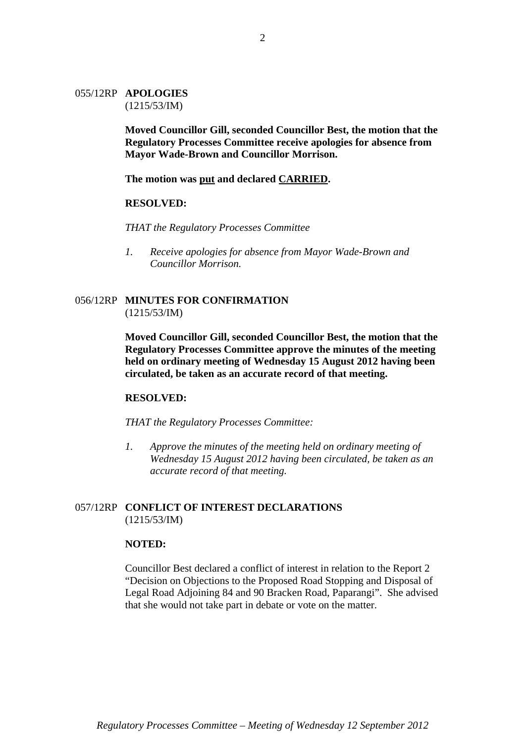055/12RP **APOLOGIES**
(1215/53/IM)

**Moved Councillor Gill, seconded Councillor Best, the motion that the Regulatory Processes Committee receive apologies for absence from Mayor Wade-Brown and Councillor Morrison.**

**The motion was put and declared CARRIED.**

**RESOLVED:**

*THAT the Regulatory Processes Committee*

1. *Receive apologies for absence from Mayor Wade-Brown and Councillor Morrison.*

056/12RP **MINUTES FOR CONFIRMATION**
(1215/53/IM)

**Moved Councillor Gill, seconded Councillor Best, the motion that the Regulatory Processes Committee approve the minutes of the meeting held on ordinary meeting of Wednesday 15 August 2012 having been circulated, be taken as an accurate record of that meeting.**

**RESOLVED:**

*THAT the Regulatory Processes Committee:*

1. *Approve the minutes of the meeting held on ordinary meeting of Wednesday 15 August 2012 having been circulated, be taken as an accurate record of that meeting.*

057/12RP **CONFLICT OF INTEREST DECLARATIONS**
(1215/53/IM)

**NOTED:**

Councillor Best declared a conflict of interest in relation to the Report 2 "Decision on Objections to the Proposed Road Stopping and Disposal of Legal Road Adjoining 84 and 90 Bracken Road, Paparangi". She advised that she would not take part in debate or vote on the matter.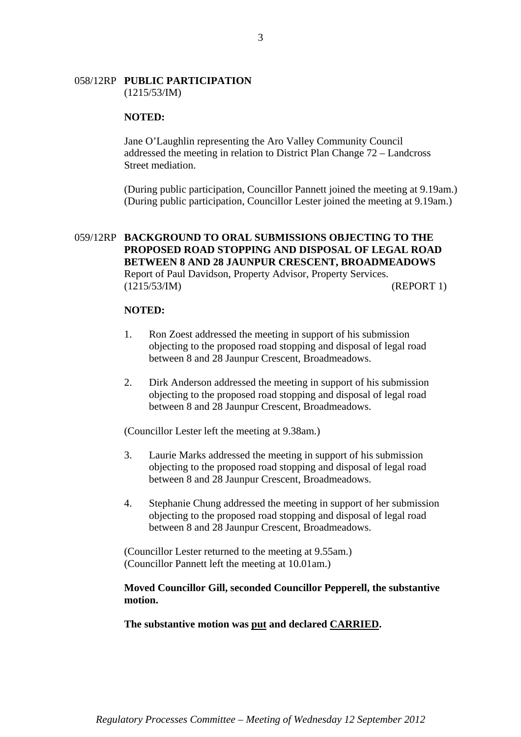058/12RP **PUBLIC PARTICIPATION**
(1215/53/IM)

**NOTED:**

Jane O'Laughlin representing the Aro Valley Community Council addressed the meeting in relation to District Plan Change 72 – Landcross Street mediation.

(During public participation, Councillor Pannett joined the meeting at 9.19am.)
(During public participation, Councillor Lester joined the meeting at 9.19am.)

059/12RP **BACKGROUND TO ORAL SUBMISSIONS OBJECTING TO THE PROPOSED ROAD STOPPING AND DISPOSAL OF LEGAL ROAD BETWEEN 8 AND 28 JAUNPUR CRESCENT, BROADMEADOWS**
Report of Paul Davidson, Property Advisor, Property Services.
(1215/53/IM) (REPORT 1)

**NOTED:**

1. Ron Zoest addressed the meeting in support of his submission objecting to the proposed road stopping and disposal of legal road between 8 and 28 Jaunpur Crescent, Broadmeadows.

2. Dirk Anderson addressed the meeting in support of his submission objecting to the proposed road stopping and disposal of legal road between 8 and 28 Jaunpur Crescent, Broadmeadows.

(Councillor Lester left the meeting at 9.38am.)

3. Laurie Marks addressed the meeting in support of his submission objecting to the proposed road stopping and disposal of legal road between 8 and 28 Jaunpur Crescent, Broadmeadows.

4. Stephanie Chung addressed the meeting in support of her submission objecting to the proposed road stopping and disposal of legal road between 8 and 28 Jaunpur Crescent, Broadmeadows.

(Councillor Lester returned to the meeting at 9.55am.)
(Councillor Pannett left the meeting at 10.01am.)

**Moved Councillor Gill, seconded Councillor Pepperell, the substantive motion.**

**The substantive motion was put and declared CARRIED.**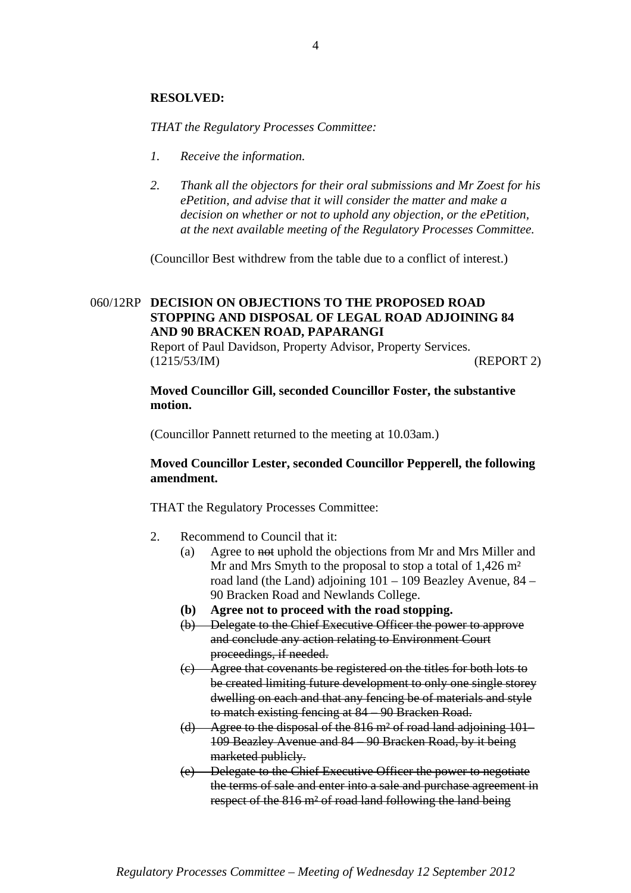**RESOLVED:**

*THAT the Regulatory Processes Committee:*

1. *Receive the information.*

2. *Thank all the objectors for their oral submissions and Mr Zoest for his ePetition, and advise that it will consider the matter and make a decision on whether or not to uphold any objection, or the ePetition, at the next available meeting of the Regulatory Processes Committee.*

(Councillor Best withdrew from the table due to a conflict of interest.)

060/12RP **DECISION ON OBJECTIONS TO THE PROPOSED ROAD STOPPING AND DISPOSAL OF LEGAL ROAD ADJOINING 84 AND 90 BRACKEN ROAD, PAPARANGI**

Report of Paul Davidson, Property Advisor, Property Services.
(1215/53/IM) (REPORT 2)

**Moved Councillor Gill, seconded Councillor Foster, the substantive motion.**

(Councillor Pannett returned to the meeting at 10.03am.)

**Moved Councillor Lester, seconded Councillor Pepperell, the following amendment.**

THAT the Regulatory Processes Committee:

2. Recommend to Council that it:
   (a) Agree to ~~not~~ uphold the objections from Mr and Mrs Miller and Mr and Mrs Smyth to the proposal to stop a total of 1,426 m² road land (the Land) adjoining 101 – 109 Beazley Avenue, 84 – 90 Bracken Road and Newlands College.
   **(b) Agree not to proceed with the road stopping.**
   ~~(b) Delegate to the Chief Executive Officer the power to approve and conclude any action relating to Environment Court proceedings, if needed.~~
   ~~(c) Agree that covenants be registered on the titles for both lots to be created limiting future development to only one single storey dwelling on each and that any fencing be of materials and style to match existing fencing at 84 – 90 Bracken Road.~~
   ~~(d) Agree to the disposal of the 816 m² of road land adjoining 101–109 Beazley Avenue and 84 – 90 Bracken Road, by it being marketed publicly.~~
   ~~(e) Delegate to the Chief Executive Officer the power to negotiate the terms of sale and enter into a sale and purchase agreement in respect of the 816 m² of road land following the land being~~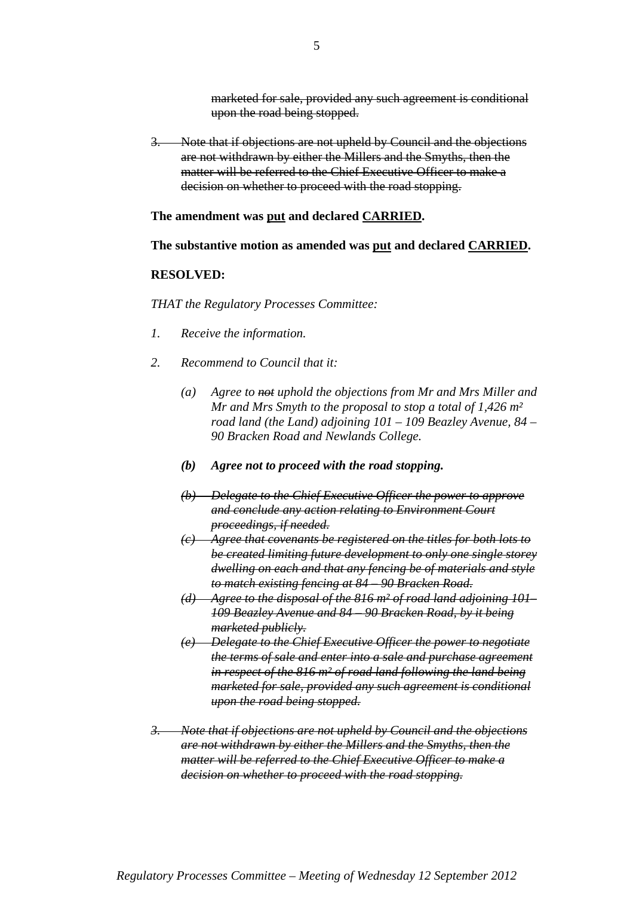~~marketed for sale, provided any such agreement is conditional upon the road being stopped.~~

~~3. Note that if objections are not upheld by Council and the objections are not withdrawn by either the Millers and the Smyths, then the matter will be referred to the Chief Executive Officer to make a decision on whether to proceed with the road stopping.~~

**The amendment was put and declared CARRIED.**

**The substantive motion as amended was put and declared CARRIED.**

**RESOLVED:**

*THAT the Regulatory Processes Committee:*

1. *Receive the information.*
2. *Recommend to Council that it:*
   - (a) *Agree to ~~not~~ uphold the objections from Mr and Mrs Miller and Mr and Mrs Smyth to the proposal to stop a total of 1,426 m² road land (the Land) adjoining 101 – 109 Beazley Avenue, 84 – 90 Bracken Road and Newlands College.*
   - ***(b) Agree not to proceed with the road stopping.***
   - ~~*(b) Delegate to the Chief Executive Officer the power to approve and conclude any action relating to Environment Court proceedings, if needed.*~~
   - ~~*(c) Agree that covenants be registered on the titles for both lots to be created limiting future development to only one single storey dwelling on each and that any fencing be of materials and style to match existing fencing at 84 – 90 Bracken Road.*~~
   - ~~*(d) Agree to the disposal of the 816 m² of road land adjoining 101– 109 Beazley Avenue and 84 – 90 Bracken Road, by it being marketed publicly.*~~
   - ~~*(e) Delegate to the Chief Executive Officer the power to negotiate the terms of sale and enter into a sale and purchase agreement in respect of the 816 m² of road land following the land being marketed for sale, provided any such agreement is conditional upon the road being stopped.*~~

~~*3. Note that if objections are not upheld by Council and the objections are not withdrawn by either the Millers and the Smyths, then the matter will be referred to the Chief Executive Officer to make a decision on whether to proceed with the road stopping.*~~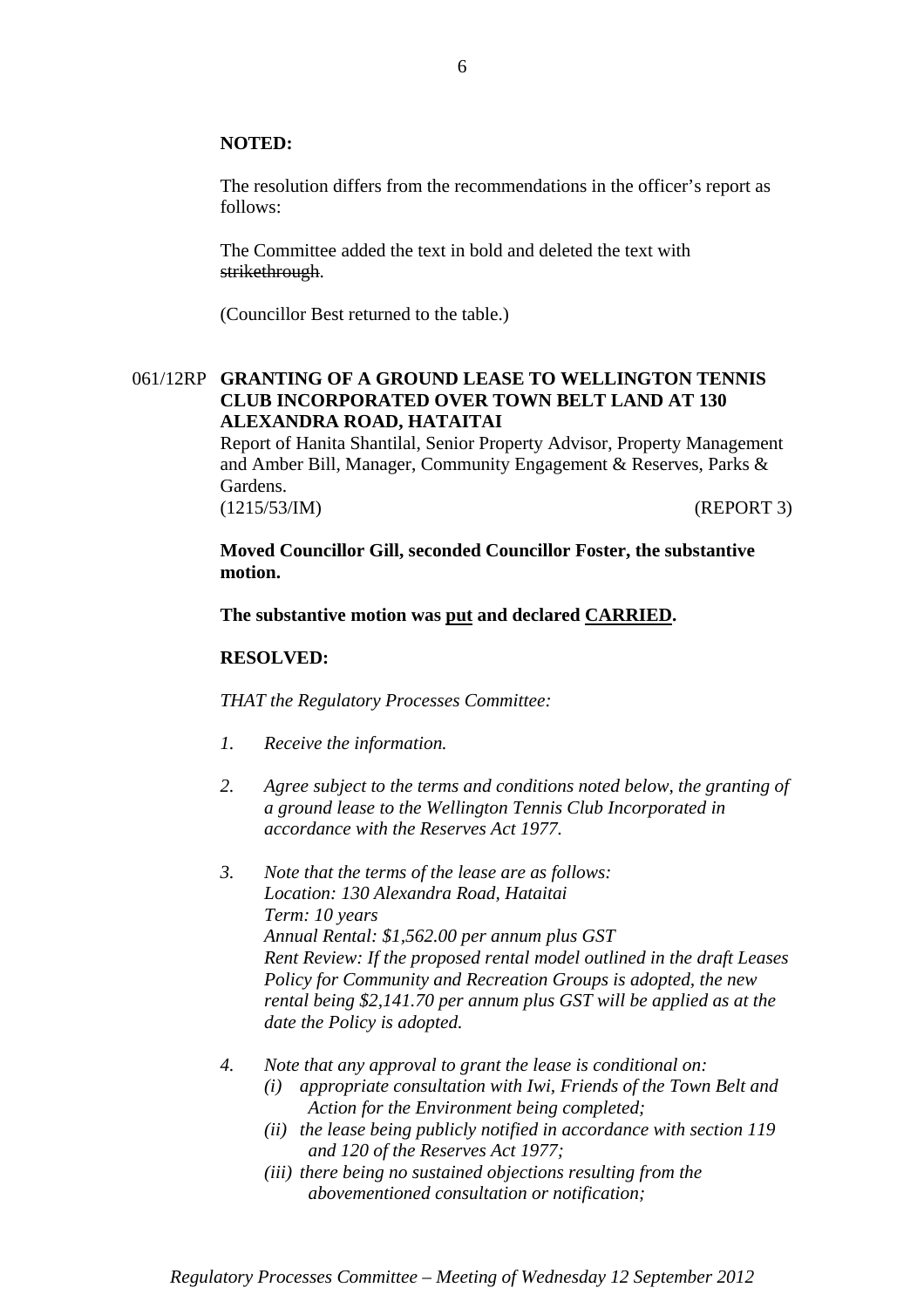**NOTED:**

The resolution differs from the recommendations in the officer's report as follows:

The Committee added the text in bold and deleted the text with ~~strikethrough~~.

(Councillor Best returned to the table.)

061/12RP **GRANTING OF A GROUND LEASE TO WELLINGTON TENNIS CLUB INCORPORATED OVER TOWN BELT LAND AT 130 ALEXANDRA ROAD, HATAITAI**

Report of Hanita Shantilal, Senior Property Advisor, Property Management and Amber Bill, Manager, Community Engagement & Reserves, Parks & Gardens.

(1215/53/IM) (REPORT 3)

**Moved Councillor Gill, seconded Councillor Foster, the substantive motion.**

**The substantive motion was <u>put</u> and declared <u>CARRIED</u>.**

**RESOLVED:**

*THAT the Regulatory Processes Committee:*

1. *Receive the information.*

2. *Agree subject to the terms and conditions noted below, the granting of a ground lease to the Wellington Tennis Club Incorporated in accordance with the Reserves Act 1977.*

3. *Note that the terms of the lease are as follows:*
   *Location: 130 Alexandra Road, Hataitai*
   *Term: 10 years*
   *Annual Rental: $1,562.00 per annum plus GST*
   *Rent Review: If the proposed rental model outlined in the draft Leases Policy for Community and Recreation Groups is adopted, the new rental being $2,141.70 per annum plus GST will be applied as at the date the Policy is adopted.*

4. *Note that any approval to grant the lease is conditional on:*
   - *(i) appropriate consultation with Iwi, Friends of the Town Belt and Action for the Environment being completed;*
   - *(ii) the lease being publicly notified in accordance with section 119 and 120 of the Reserves Act 1977;*
   - *(iii) there being no sustained objections resulting from the abovementioned consultation or notification;*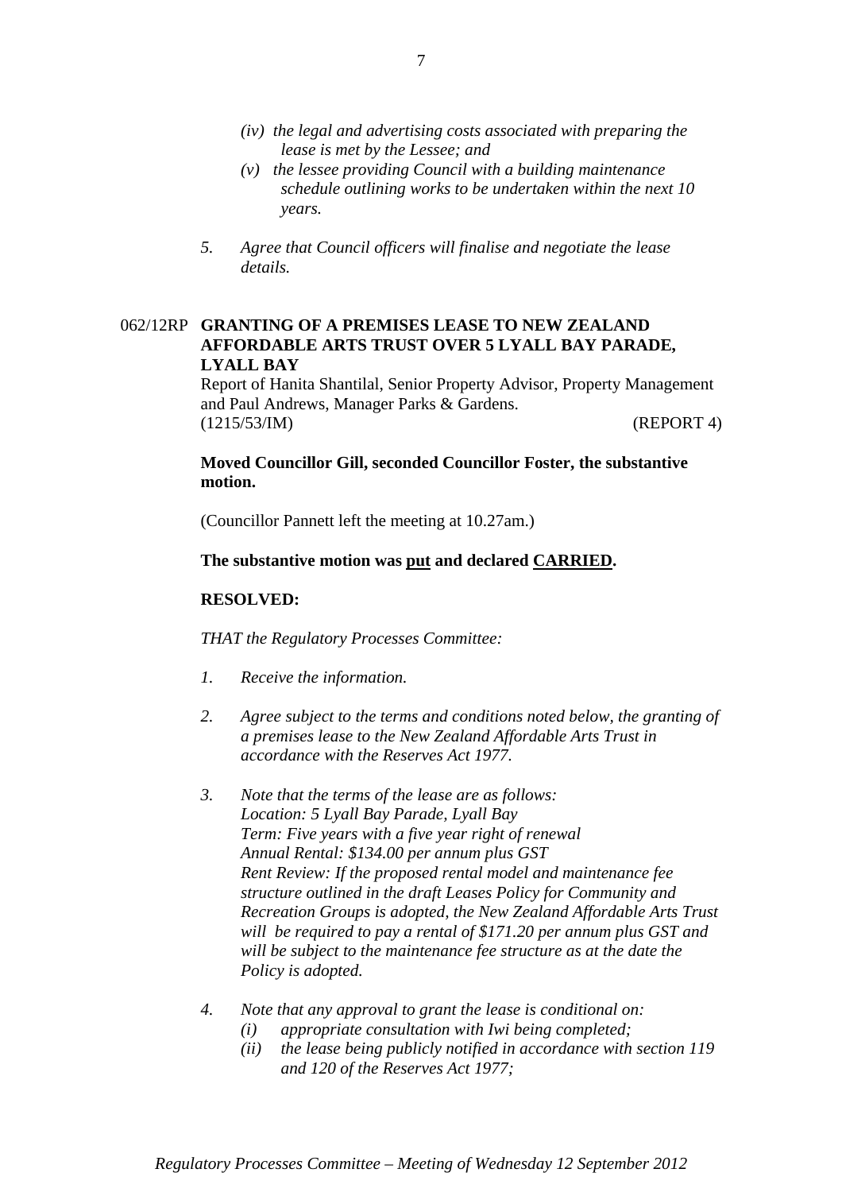*(iv) the legal and advertising costs associated with preparing the lease is met by the Lessee; and*

*(v) the lessee providing Council with a building maintenance schedule outlining works to be undertaken within the next 10 years.*

5. *Agree that Council officers will finalise and negotiate the lease details.*

062/12RP **GRANTING OF A PREMISES LEASE TO NEW ZEALAND AFFORDABLE ARTS TRUST OVER 5 LYALL BAY PARADE, LYALL BAY**

Report of Hanita Shantilal, Senior Property Advisor, Property Management and Paul Andrews, Manager Parks & Gardens.

(1215/53/IM) (REPORT 4)

**Moved Councillor Gill, seconded Councillor Foster, the substantive motion.**

(Councillor Pannett left the meeting at 10.27am.)

**The substantive motion was put and declared CARRIED.**

**RESOLVED:**

*THAT the Regulatory Processes Committee:*

1. *Receive the information.*

2. *Agree subject to the terms and conditions noted below, the granting of a premises lease to the New Zealand Affordable Arts Trust in accordance with the Reserves Act 1977.*

3. *Note that the terms of the lease are as follows:*
   *Location: 5 Lyall Bay Parade, Lyall Bay*
   *Term: Five years with a five year right of renewal*
   *Annual Rental: $134.00 per annum plus GST*
   *Rent Review: If the proposed rental model and maintenance fee structure outlined in the draft Leases Policy for Community and Recreation Groups is adopted, the New Zealand Affordable Arts Trust will be required to pay a rental of $171.20 per annum plus GST and will be subject to the maintenance fee structure as at the date the Policy is adopted.*

4. *Note that any approval to grant the lease is conditional on:*
   *(i) appropriate consultation with Iwi being completed;*
   *(ii) the lease being publicly notified in accordance with section 119 and 120 of the Reserves Act 1977;*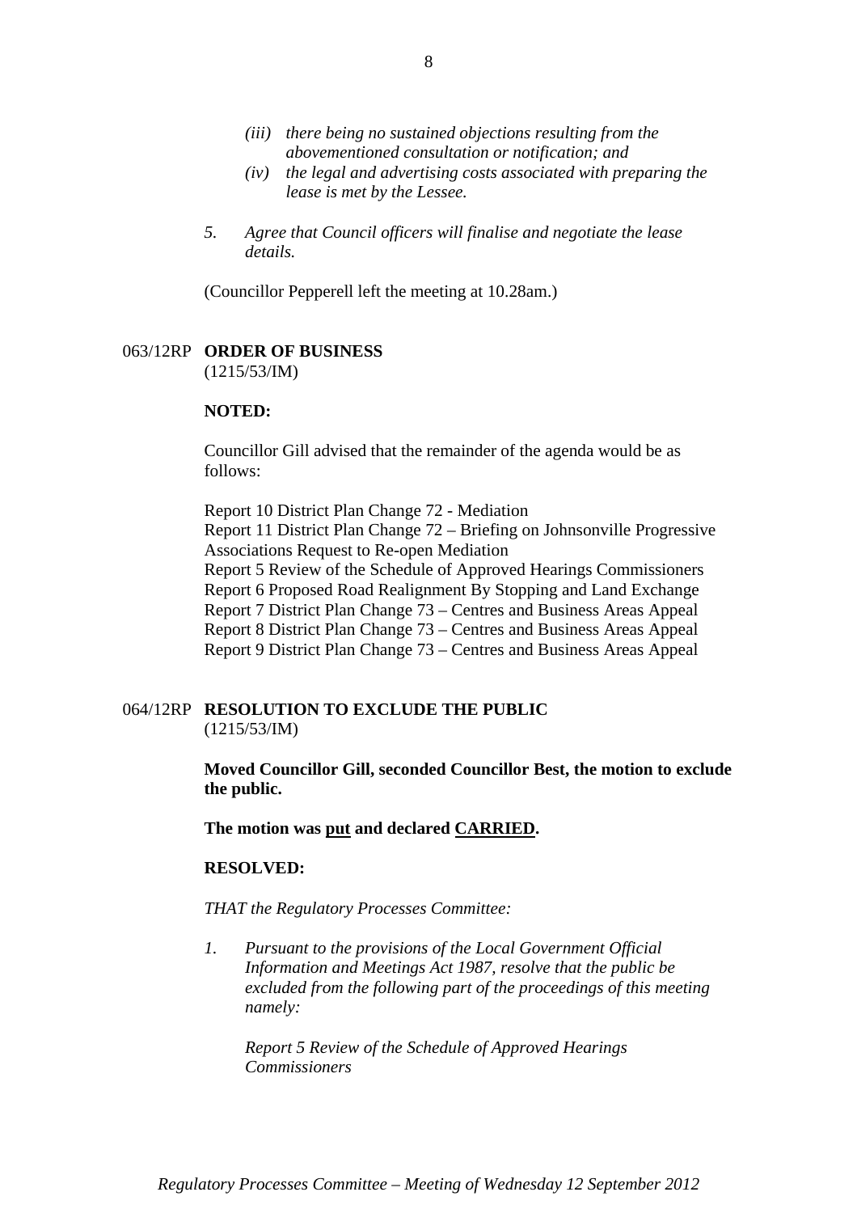*(iii) there being no sustained objections resulting from the abovementioned consultation or notification; and*

*(iv) the legal and advertising costs associated with preparing the lease is met by the Lessee.*

*5. Agree that Council officers will finalise and negotiate the lease details.*

(Councillor Pepperell left the meeting at 10.28am.)

## 063/12RP **ORDER OF BUSINESS**

(1215/53/IM)

**NOTED:**

Councillor Gill advised that the remainder of the agenda would be as follows:

Report 10 District Plan Change 72 - Mediation
Report 11 District Plan Change 72 – Briefing on Johnsonville Progressive Associations Request to Re-open Mediation
Report 5 Review of the Schedule of Approved Hearings Commissioners
Report 6 Proposed Road Realignment By Stopping and Land Exchange
Report 7 District Plan Change 73 – Centres and Business Areas Appeal
Report 8 District Plan Change 73 – Centres and Business Areas Appeal
Report 9 District Plan Change 73 – Centres and Business Areas Appeal

## 064/12RP **RESOLUTION TO EXCLUDE THE PUBLIC**

(1215/53/IM)

**Moved Councillor Gill, seconded Councillor Best, the motion to exclude the public.**

**The motion was <u>put</u> and declared <u>CARRIED</u>.**

**RESOLVED:**

*THAT the Regulatory Processes Committee:*

*1. Pursuant to the provisions of the Local Government Official Information and Meetings Act 1987, resolve that the public be excluded from the following part of the proceedings of this meeting namely:*

*Report 5 Review of the Schedule of Approved Hearings Commissioners*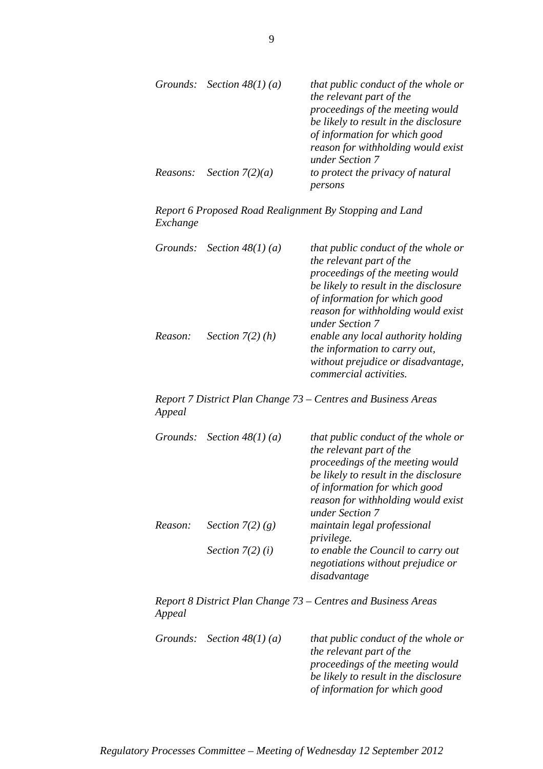| | | |
|---|---|---|
| *Grounds:* | *Section 48(1) (a)* | *that public conduct of the whole or the relevant part of the proceedings of the meeting would be likely to result in the disclosure of information for which good reason for withholding would exist under Section 7* |
| *Reasons:* | *Section 7(2)(a)* | *to protect the privacy of natural persons* |

*Report 6 Proposed Road Realignment By Stopping and Land Exchange*

| | | |
|---|---|---|
| *Grounds:* | *Section 48(1) (a)* | *that public conduct of the whole or the relevant part of the proceedings of the meeting would be likely to result in the disclosure of information for which good reason for withholding would exist under Section 7* |
| *Reason:* | *Section 7(2) (h)* | *enable any local authority holding the information to carry out, without prejudice or disadvantage, commercial activities.* |

*Report 7 District Plan Change 73 – Centres and Business Areas Appeal*

| | | |
|---|---|---|
| *Grounds:* | *Section 48(1) (a)* | *that public conduct of the whole or the relevant part of the proceedings of the meeting would be likely to result in the disclosure of information for which good reason for withholding would exist under Section 7* |
| *Reason:* | *Section 7(2) (g)* | *maintain legal professional privilege.* |
| | *Section 7(2) (i)* | *to enable the Council to carry out negotiations without prejudice or disadvantage* |

*Report 8 District Plan Change 73 – Centres and Business Areas Appeal*

| | | |
|---|---|---|
| *Grounds:* | *Section 48(1) (a)* | *that public conduct of the whole or the relevant part of the proceedings of the meeting would be likely to result in the disclosure of information for which good* |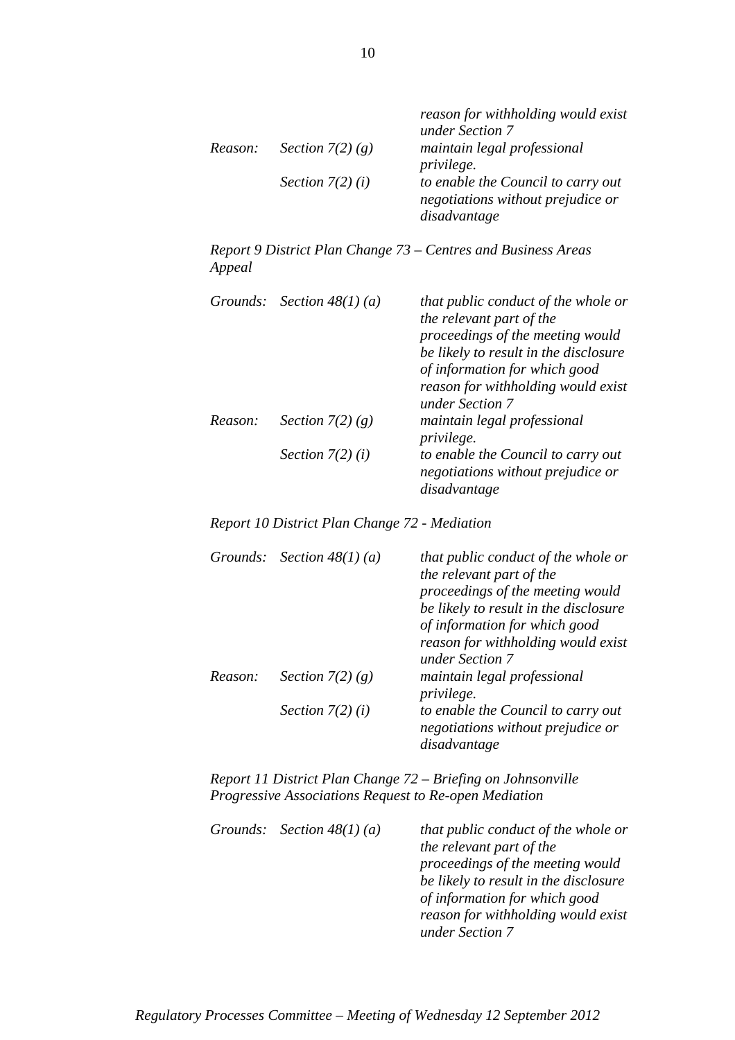| | | *reason for withholding would exist under Section 7* |
|---|---|---|
| *Reason:* | *Section 7(2) (g)* | *maintain legal professional privilege.* |
| | *Section 7(2) (i)* | *to enable the Council to carry out negotiations without prejudice or disadvantage* |

*Report 9 District Plan Change 73 – Centres and Business Areas Appeal*

| | | |
|---|---|---|
| *Grounds:* | *Section 48(1) (a)* | *that public conduct of the whole or the relevant part of the proceedings of the meeting would be likely to result in the disclosure of information for which good reason for withholding would exist under Section 7* |
| *Reason:* | *Section 7(2) (g)* | *maintain legal professional privilege.* |
| | *Section 7(2) (i)* | *to enable the Council to carry out negotiations without prejudice or disadvantage* |

*Report 10 District Plan Change 72 - Mediation*

| | | |
|---|---|---|
| *Grounds:* | *Section 48(1) (a)* | *that public conduct of the whole or the relevant part of the proceedings of the meeting would be likely to result in the disclosure of information for which good reason for withholding would exist under Section 7* |
| *Reason:* | *Section 7(2) (g)* | *maintain legal professional privilege.* |
| | *Section 7(2) (i)* | *to enable the Council to carry out negotiations without prejudice or disadvantage* |

*Report 11 District Plan Change 72 – Briefing on Johnsonville Progressive Associations Request to Re-open Mediation*

| | | |
|---|---|---|
| *Grounds:* | *Section 48(1) (a)* | *that public conduct of the whole or the relevant part of the proceedings of the meeting would be likely to result in the disclosure of information for which good reason for withholding would exist under Section 7* |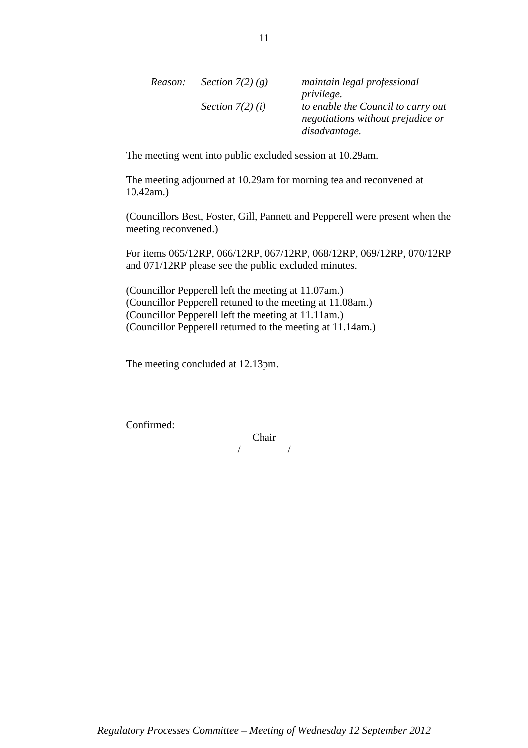| | | |
|---|---|---|
| *Reason:* | *Section 7(2) (g)* | *maintain legal professional privilege.* |
| | *Section 7(2) (i)* | *to enable the Council to carry out negotiations without prejudice or disadvantage.* |

The meeting went into public excluded session at 10.29am.

The meeting adjourned at 10.29am for morning tea and reconvened at 10.42am.)

(Councillors Best, Foster, Gill, Pannett and Pepperell were present when the meeting reconvened.)

For items 065/12RP, 066/12RP, 067/12RP, 068/12RP, 069/12RP, 070/12RP and 071/12RP please see the public excluded minutes.

(Councillor Pepperell left the meeting at 11.07am.)
(Councillor Pepperell retuned to the meeting at 11.08am.)
(Councillor Pepperell left the meeting at 11.11am.)
(Councillor Pepperell returned to the meeting at 11.14am.)

The meeting concluded at 12.13pm.

Confirmed: ____________________________________
Chair
/ /